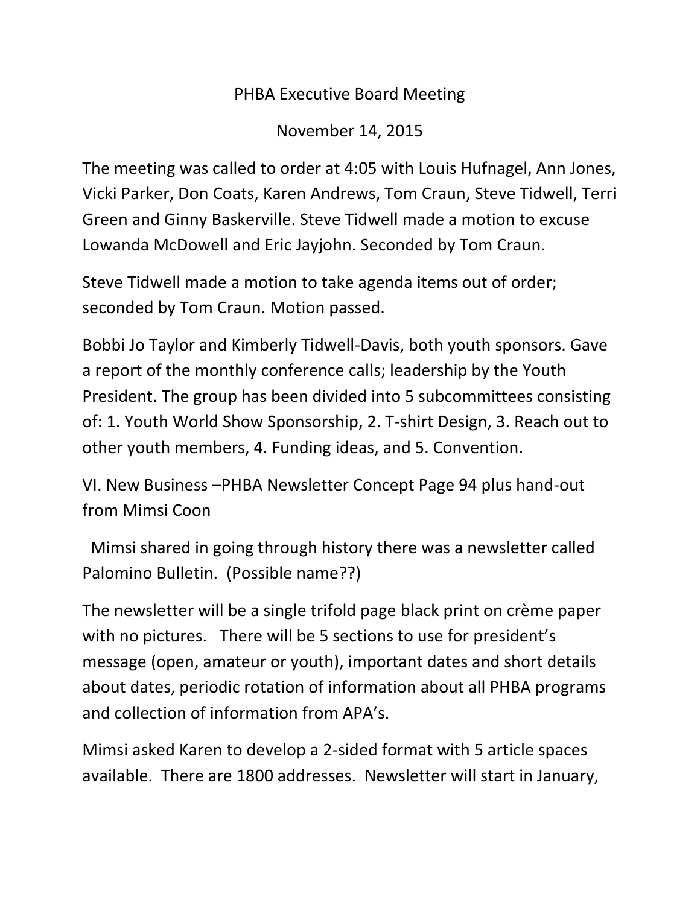# PHBA Executive Board Meeting

November 14, 2015

The meeting was called to order at 4:05 with Louis Hufnagel, Ann Jones, Vicki Parker, Don Coats, Karen Andrews, Tom Craun, Steve Tidwell, Terri Green and Ginny Baskerville. Steve Tidwell made a motion to excuse Lowanda McDowell and Eric Jayjohn. Seconded by Tom Craun.

Steve Tidwell made a motion to take agenda items out of order; seconded by Tom Craun. Motion passed.

Bobbi Jo Taylor and Kimberly Tidwell-Davis, both youth sponsors. Gave a report of the monthly conference calls; leadership by the Youth President. The group has been divided into 5 subcommittees consisting of: 1. Youth World Show Sponsorship, 2. T-shirt Design, 3. Reach out to other youth members, 4. Funding ideas, and 5. Convention.

VI. New Business –PHBA Newsletter Concept Page 94 plus hand-out from Mimsi Coon

Mimsi shared in going through history there was a newsletter called Palomino Bulletin. (Possible name??)

The newsletter will be a single trifold page black print on crème paper with no pictures. There will be 5 sections to use for president's message (open, amateur or youth), important dates and short details about dates, periodic rotation of information about all PHBA programs and collection of information from APA's.

Mimsi asked Karen to develop a 2-sided format with 5 article spaces available. There are 1800 addresses. Newsletter will start in January,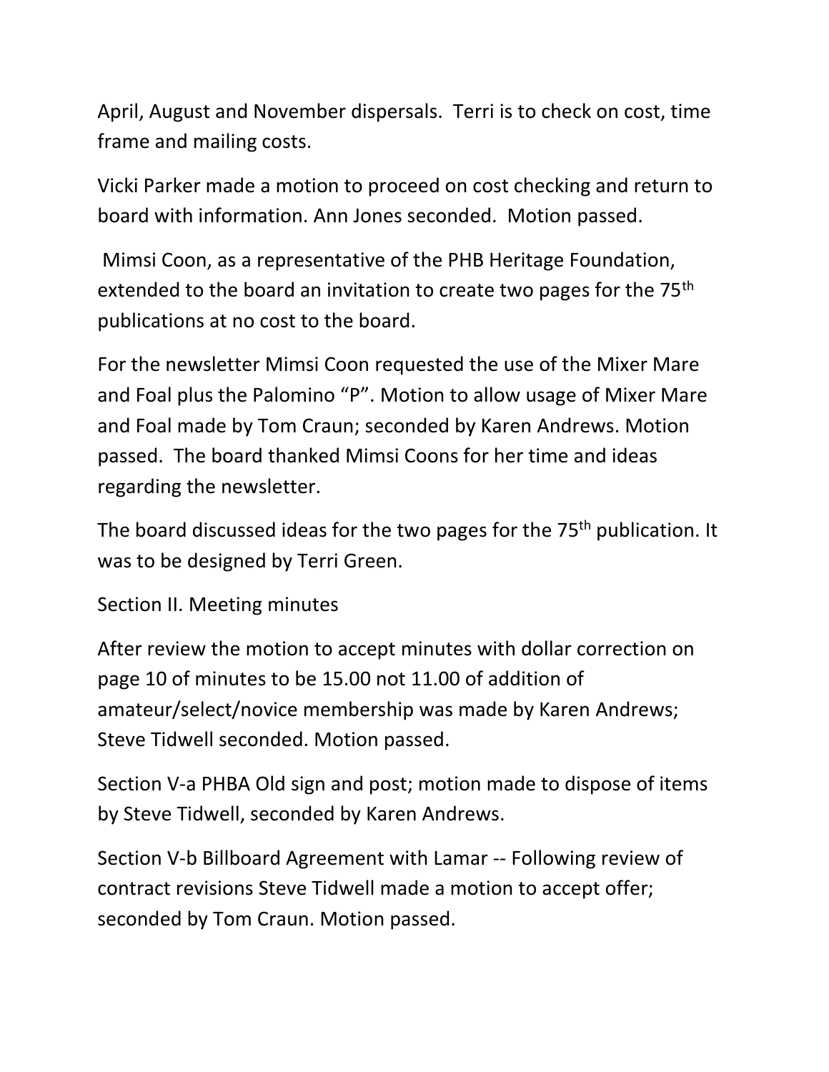April, August and November dispersals. Terri is to check on cost, time frame and mailing costs.

Vicki Parker made a motion to proceed on cost checking and return to board with information. Ann Jones seconded. Motion passed.

Mimsi Coon, as a representative of the PHB Heritage Foundation, extended to the board an invitation to create two pages for the 75th publications at no cost to the board.

For the newsletter Mimsi Coon requested the use of the Mixer Mare and Foal plus the Palomino "P". Motion to allow usage of Mixer Mare and Foal made by Tom Craun; seconded by Karen Andrews. Motion passed. The board thanked Mimsi Coons for her time and ideas regarding the newsletter.

The board discussed ideas for the two pages for the 75th publication. It was to be designed by Terri Green.

Section II. Meeting minutes

After review the motion to accept minutes with dollar correction on page 10 of minutes to be 15.00 not 11.00 of addition of amateur/select/novice membership was made by Karen Andrews; Steve Tidwell seconded. Motion passed.

Section V-a PHBA Old sign and post; motion made to dispose of items by Steve Tidwell, seconded by Karen Andrews.

Section V-b Billboard Agreement with Lamar -- Following review of contract revisions Steve Tidwell made a motion to accept offer; seconded by Tom Craun. Motion passed.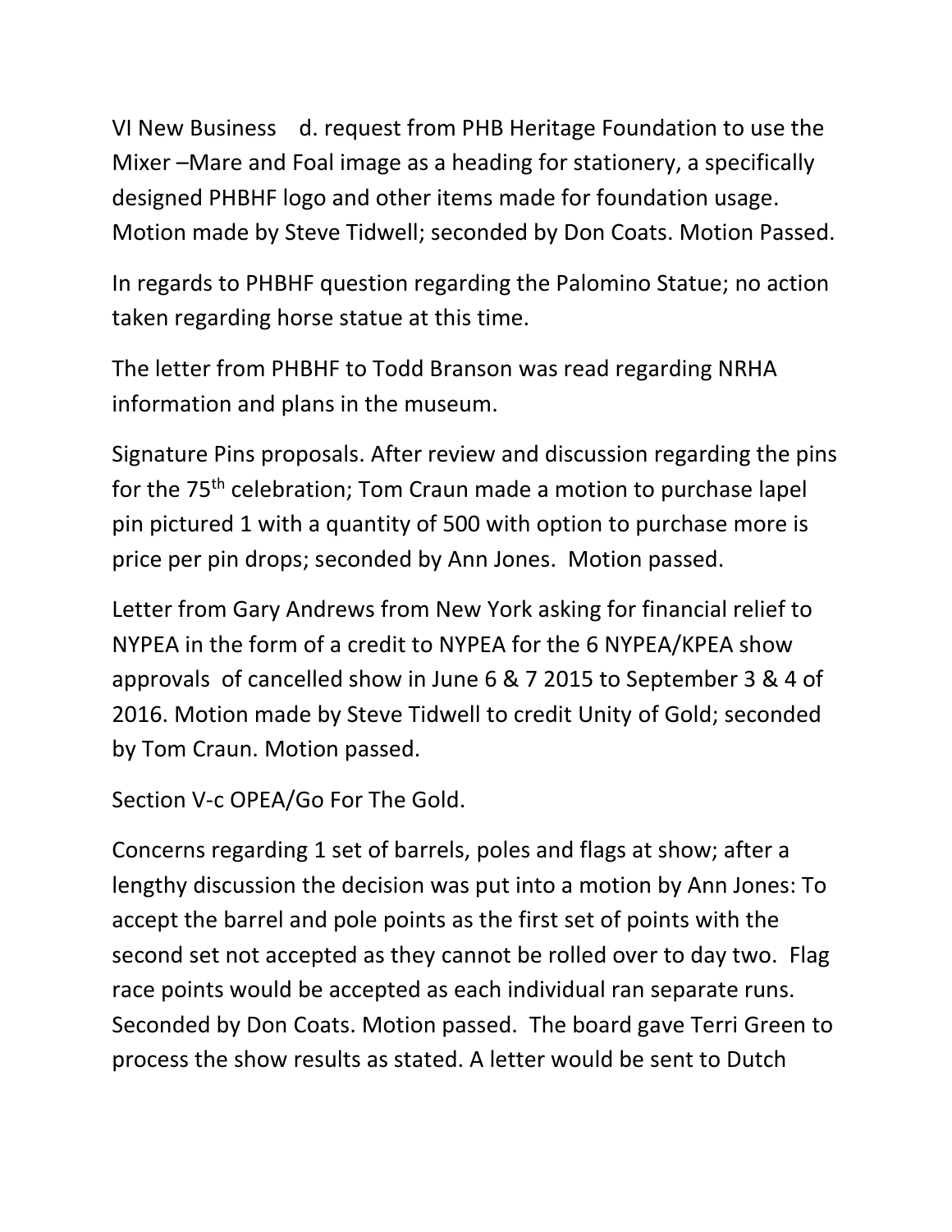VI New Business d. request from PHB Heritage Foundation to use the Mixer –Mare and Foal image as a heading for stationery, a specifically designed PHBHF logo and other items made for foundation usage. Motion made by Steve Tidwell; seconded by Don Coats. Motion Passed.

In regards to PHBHF question regarding the Palomino Statue; no action taken regarding horse statue at this time.

The letter from PHBHF to Todd Branson was read regarding NRHA information and plans in the museum.

Signature Pins proposals. After review and discussion regarding the pins for the 75th celebration; Tom Craun made a motion to purchase lapel pin pictured 1 with a quantity of 500 with option to purchase more is price per pin drops; seconded by Ann Jones. Motion passed.

Letter from Gary Andrews from New York asking for financial relief to NYPEA in the form of a credit to NYPEA for the 6 NYPEA/KPEA show approvals of cancelled show in June 6 & 7 2015 to September 3 & 4 of 2016. Motion made by Steve Tidwell to credit Unity of Gold; seconded by Tom Craun. Motion passed.

Section V-c OPEA/Go For The Gold.

Concerns regarding 1 set of barrels, poles and flags at show; after a lengthy discussion the decision was put into a motion by Ann Jones: To accept the barrel and pole points as the first set of points with the second set not accepted as they cannot be rolled over to day two. Flag race points would be accepted as each individual ran separate runs. Seconded by Don Coats. Motion passed. The board gave Terri Green to process the show results as stated. A letter would be sent to Dutch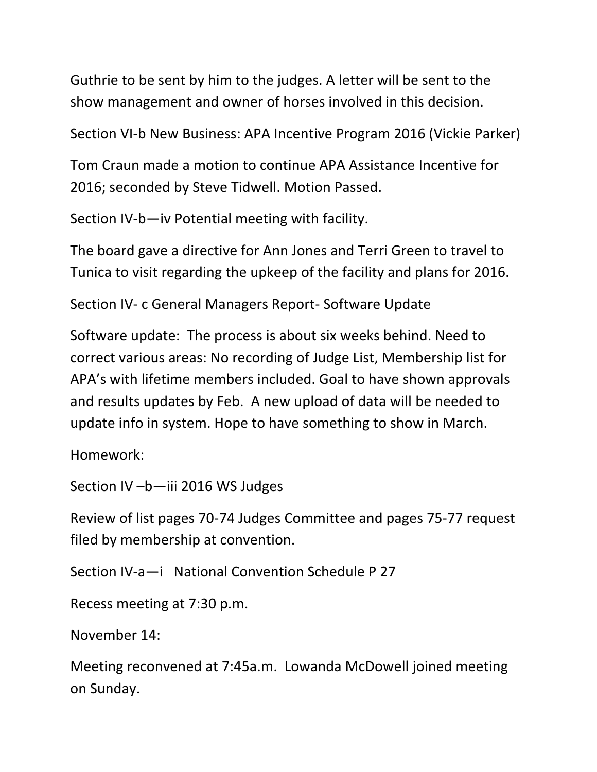Guthrie to be sent by him to the judges. A letter will be sent to the show management and owner of horses involved in this decision.

Section VI-b New Business: APA Incentive Program 2016 (Vickie Parker)

Tom Craun made a motion to continue APA Assistance Incentive for 2016; seconded by Steve Tidwell. Motion Passed.

Section IV-b—iv Potential meeting with facility.

The board gave a directive for Ann Jones and Terri Green to travel to Tunica to visit regarding the upkeep of the facility and plans for 2016.

Section IV- c General Managers Report- Software Update

Software update: The process is about six weeks behind. Need to correct various areas: No recording of Judge List, Membership list for APA's with lifetime members included. Goal to have shown approvals and results updates by Feb. A new upload of data will be needed to update info in system. Hope to have something to show in March.

Homework:

Section IV –b—iii 2016 WS Judges

Review of list pages 70-74 Judges Committee and pages 75-77 request filed by membership at convention.

Section IV-a—i National Convention Schedule P 27

Recess meeting at 7:30 p.m.

November 14:

Meeting reconvened at 7:45a.m. Lowanda McDowell joined meeting on Sunday.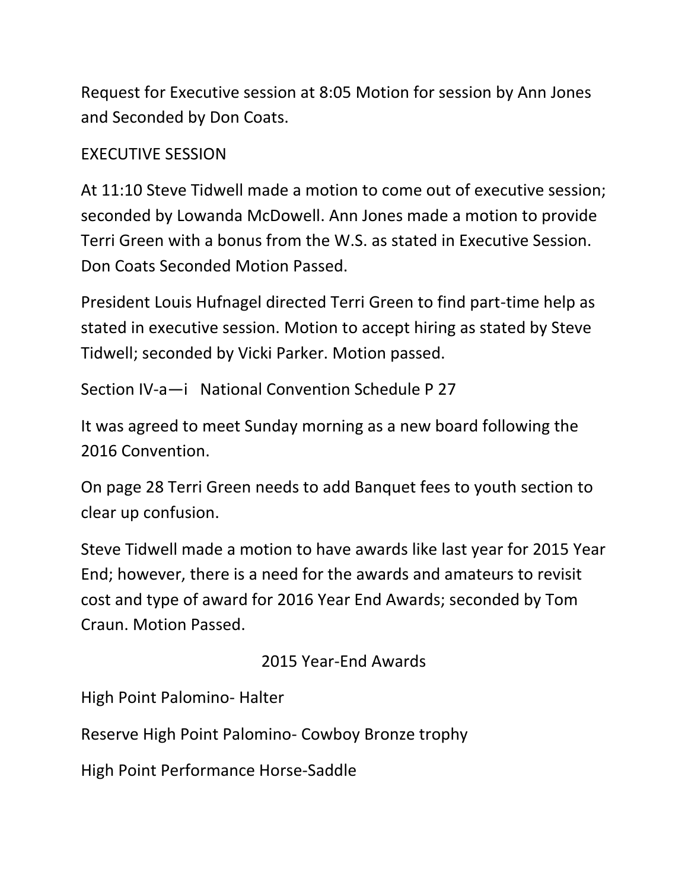Request for Executive session at 8:05 Motion for session by Ann Jones and Seconded by Don Coats.

EXECUTIVE SESSION

At 11:10 Steve Tidwell made a motion to come out of executive session; seconded by Lowanda McDowell. Ann Jones made a motion to provide Terri Green with a bonus from the W.S. as stated in Executive Session. Don Coats Seconded Motion Passed.

President Louis Hufnagel directed Terri Green to find part-time help as stated in executive session. Motion to accept hiring as stated by Steve Tidwell; seconded by Vicki Parker. Motion passed.

Section IV-a—i National Convention Schedule P 27

It was agreed to meet Sunday morning as a new board following the 2016 Convention.

On page 28 Terri Green needs to add Banquet fees to youth section to clear up confusion.

Steve Tidwell made a motion to have awards like last year for 2015 Year End; however, there is a need for the awards and amateurs to revisit cost and type of award for 2016 Year End Awards; seconded by Tom Craun. Motion Passed.

2015 Year-End Awards

High Point Palomino- Halter

Reserve High Point Palomino- Cowboy Bronze trophy

High Point Performance Horse-Saddle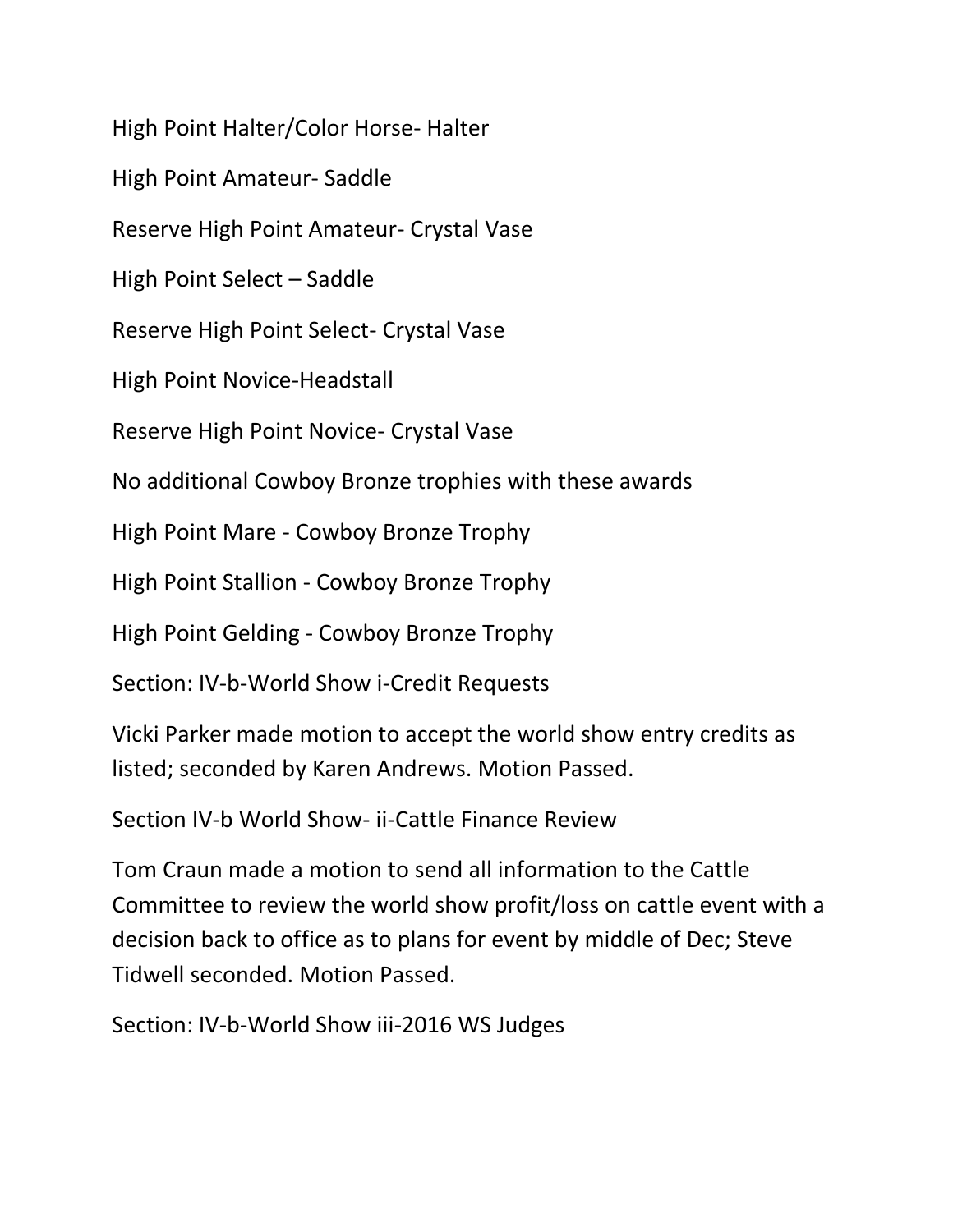High Point Halter/Color Horse- Halter

High Point Amateur- Saddle

Reserve High Point Amateur- Crystal Vase

High Point Select – Saddle

Reserve High Point Select- Crystal Vase

High Point Novice-Headstall

Reserve High Point Novice- Crystal Vase

No additional Cowboy Bronze trophies with these awards

High Point Mare - Cowboy Bronze Trophy

High Point Stallion - Cowboy Bronze Trophy

High Point Gelding - Cowboy Bronze Trophy

Section: IV-b-World Show i-Credit Requests

Vicki Parker made motion to accept the world show entry credits as listed; seconded by Karen Andrews. Motion Passed.

Section IV-b World Show- ii-Cattle Finance Review

Tom Craun made a motion to send all information to the Cattle Committee to review the world show profit/loss on cattle event with a decision back to office as to plans for event by middle of Dec; Steve Tidwell seconded. Motion Passed.

Section: IV-b-World Show iii-2016 WS Judges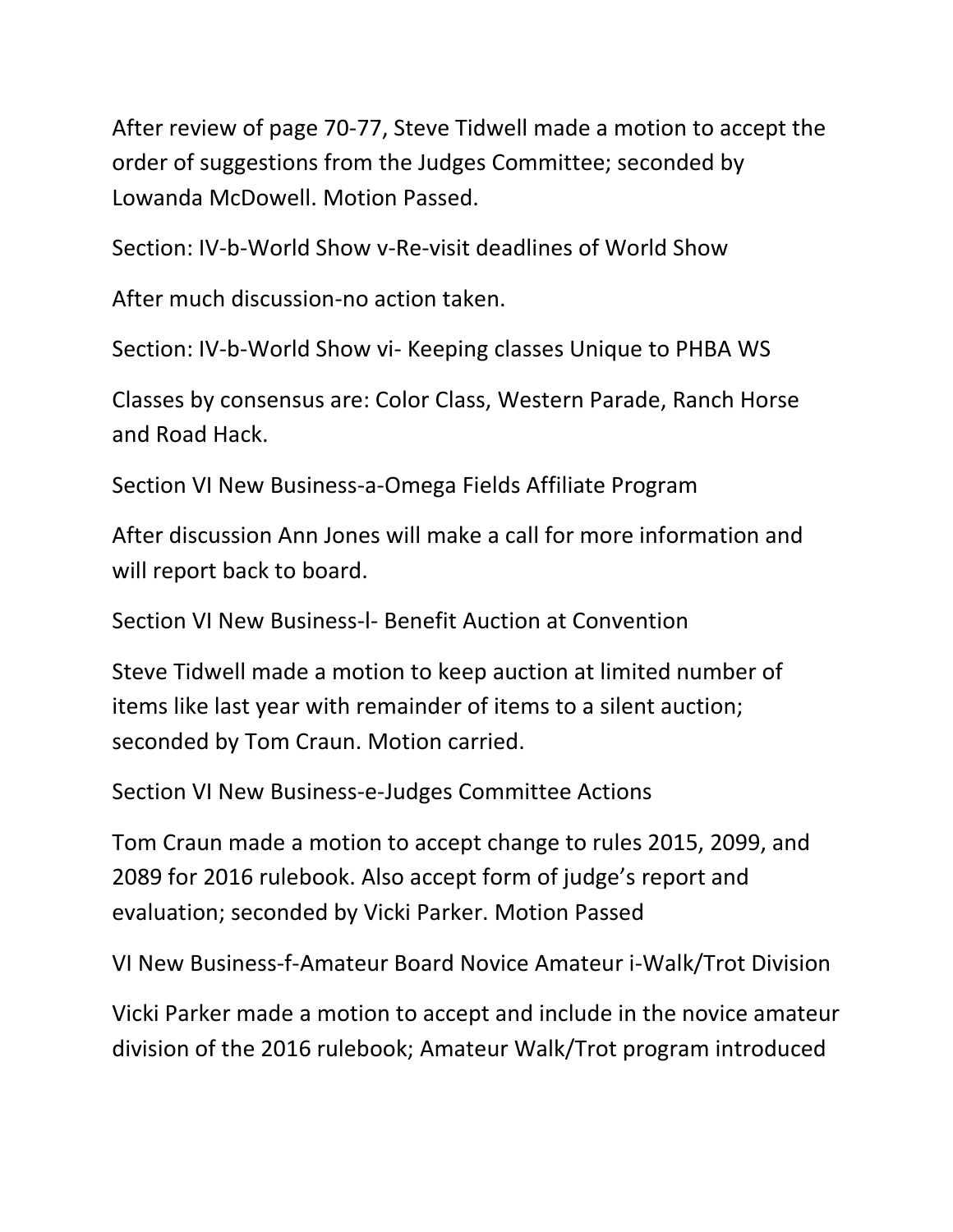After review of page 70-77, Steve Tidwell made a motion to accept the order of suggestions from the Judges Committee; seconded by Lowanda McDowell. Motion Passed.

Section: IV-b-World Show v-Re-visit deadlines of World Show

After much discussion-no action taken.

Section: IV-b-World Show vi- Keeping classes Unique to PHBA WS

Classes by consensus are: Color Class, Western Parade, Ranch Horse and Road Hack.

Section VI New Business-a-Omega Fields Affiliate Program

After discussion Ann Jones will make a call for more information and will report back to board.

Section VI New Business-l- Benefit Auction at Convention

Steve Tidwell made a motion to keep auction at limited number of items like last year with remainder of items to a silent auction; seconded by Tom Craun. Motion carried.

Section VI New Business-e-Judges Committee Actions

Tom Craun made a motion to accept change to rules 2015, 2099, and 2089 for 2016 rulebook. Also accept form of judge's report and evaluation; seconded by Vicki Parker. Motion Passed

VI New Business-f-Amateur Board Novice Amateur i-Walk/Trot Division

Vicki Parker made a motion to accept and include in the novice amateur division of the 2016 rulebook; Amateur Walk/Trot program introduced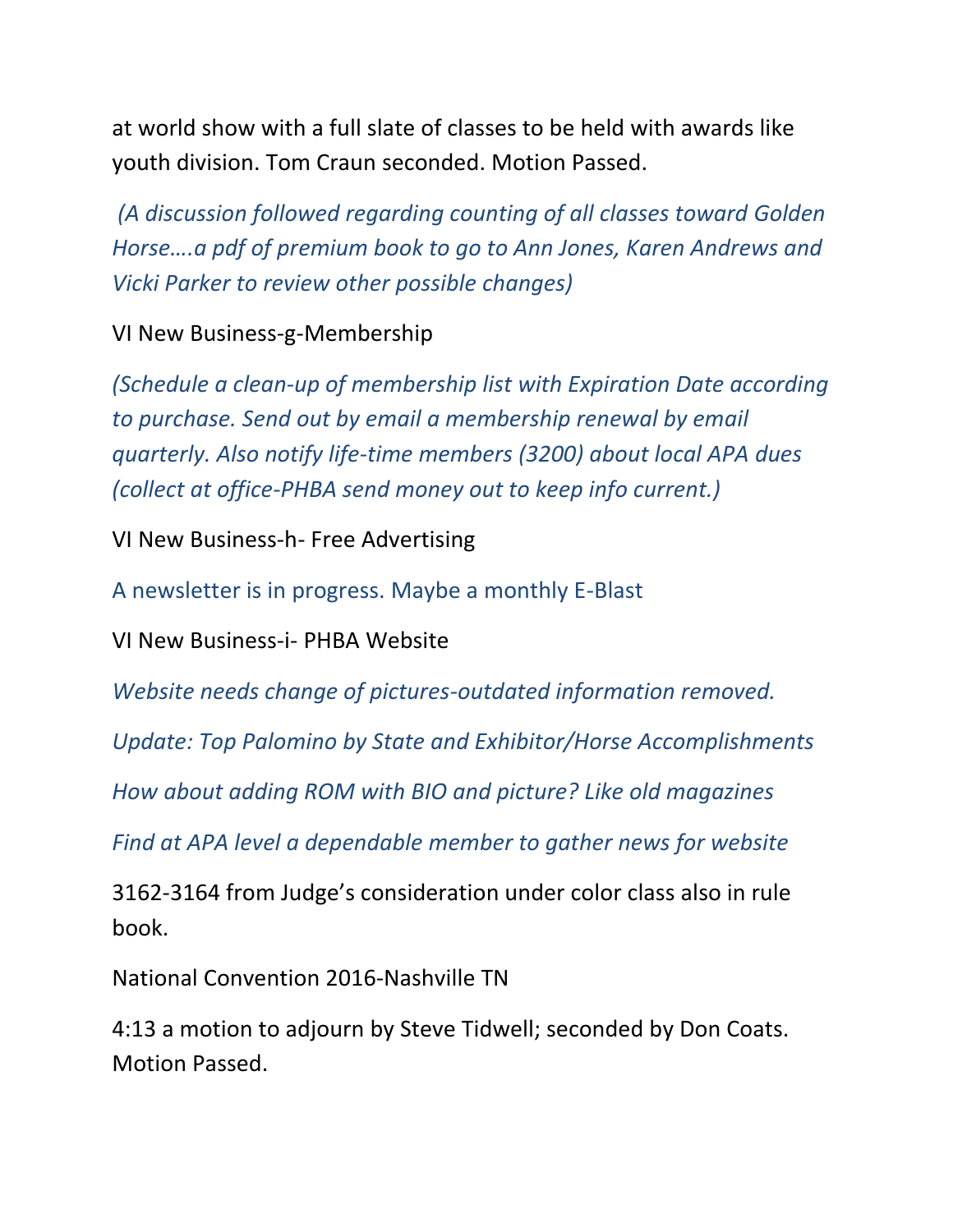at world show with a full slate of classes to be held with awards like youth division. Tom Craun seconded. Motion Passed.

*(A discussion followed regarding counting of all classes toward Golden Horse….a pdf of premium book to go to Ann Jones, Karen Andrews and Vicki Parker to review other possible changes)*

VI New Business-g-Membership

*(Schedule a clean-up of membership list with Expiration Date according to purchase. Send out by email a membership renewal by email quarterly. Also notify life-time members (3200) about local APA dues (collect at office-PHBA send money out to keep info current.)*

VI New Business-h- Free Advertising

A newsletter is in progress. Maybe a monthly E-Blast

VI New Business-i- PHBA Website

*Website needs change of pictures-outdated information removed.*

*Update: Top Palomino by State and Exhibitor/Horse Accomplishments*

*How about adding ROM with BIO and picture? Like old magazines*

*Find at APA level a dependable member to gather news for website*

3162-3164 from Judge's consideration under color class also in rule book.

National Convention 2016-Nashville TN

4:13 a motion to adjourn by Steve Tidwell; seconded by Don Coats. Motion Passed.